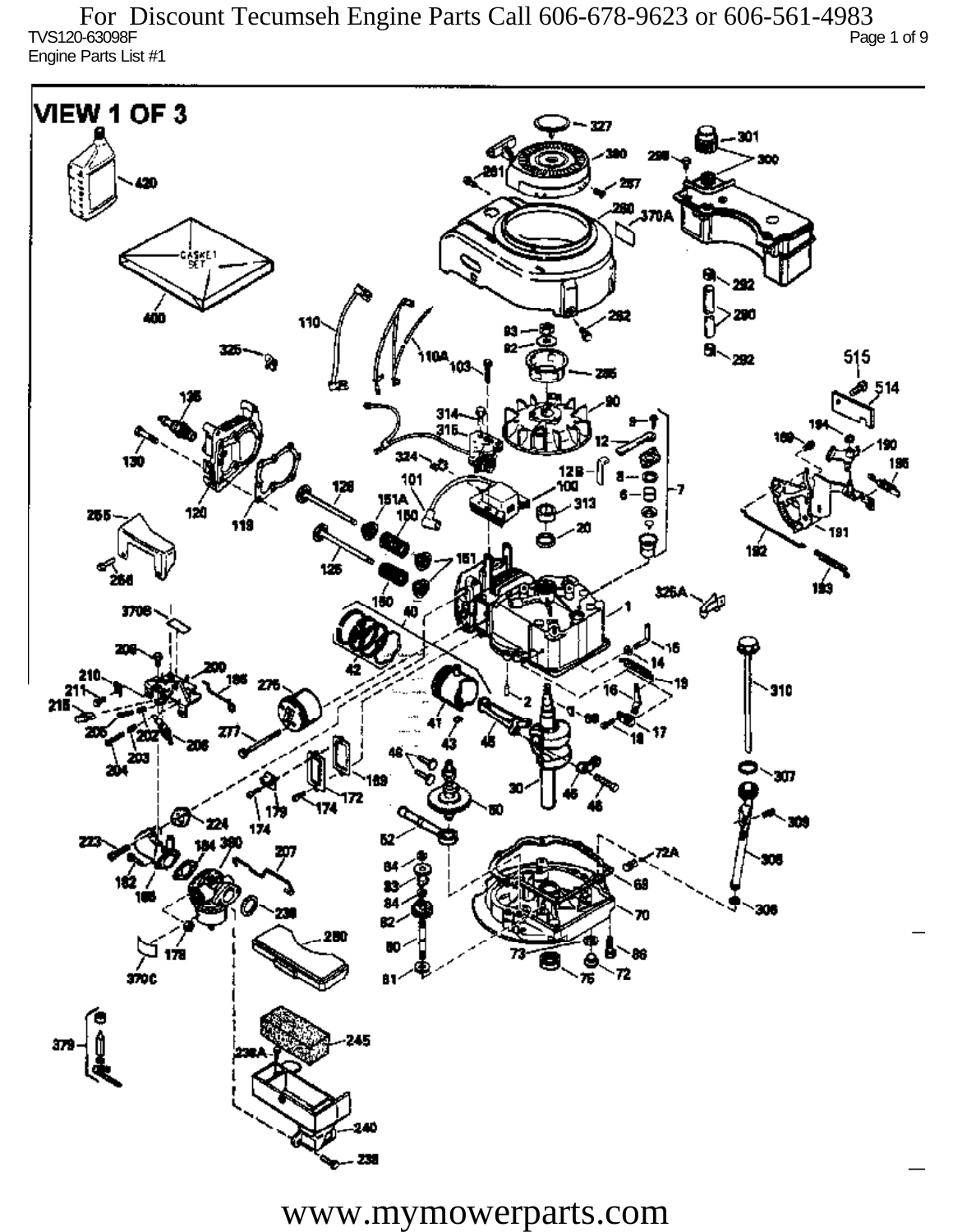For Discount Tecumseh Engine Parts Call 606-678-9623 or 606-561-4983

TVS120-63098F

Engine Parts List #1

VIEW 1 OF 3

www.mymowerparts.com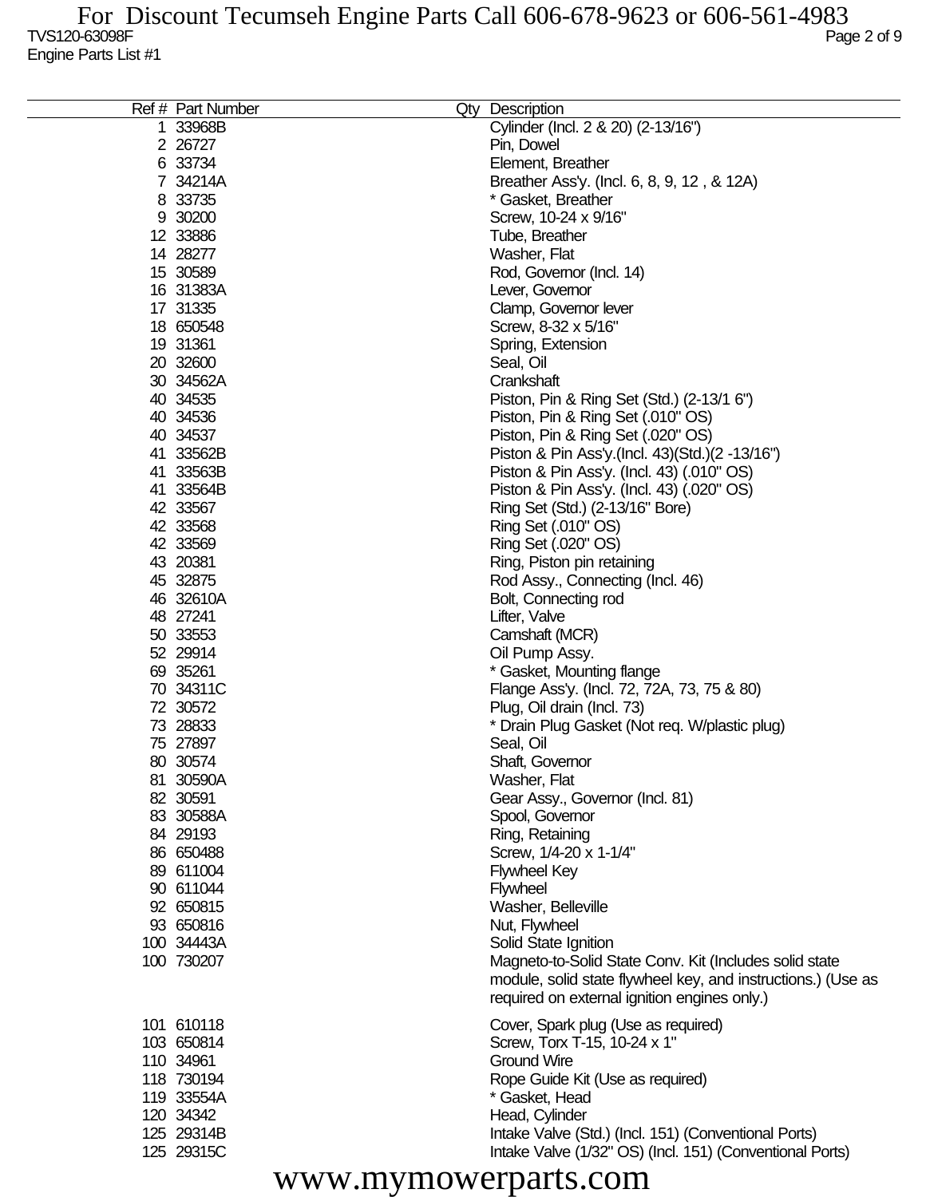| Ref # | Part Number | Qty | Description |
|---|---|---|---|
| 1 | 33968B | | Cylinder (Incl. 2 & 20) (2-13/16") |
| 2 | 26727 | | Pin, Dowel |
| 6 | 33734 | | Element, Breather |
| 7 | 34214A | | Breather Ass'y. (Incl. 6, 8, 9, 12 , & 12A) |
| 8 | 33735 | | * Gasket, Breather |
| 9 | 30200 | | Screw, 10-24 x 9/16" |
| 12 | 33886 | | Tube, Breather |
| 14 | 28277 | | Washer, Flat |
| 15 | 30589 | | Rod, Governor (Incl. 14) |
| 16 | 31383A | | Lever, Governor |
| 17 | 31335 | | Clamp, Governor lever |
| 18 | 650548 | | Screw, 8-32 x 5/16" |
| 19 | 31361 | | Spring, Extension |
| 20 | 32600 | | Seal, Oil |
| 30 | 34562A | | Crankshaft |
| 40 | 34535 | | Piston, Pin & Ring Set (Std.) (2-13/1 6") |
| 40 | 34536 | | Piston, Pin & Ring Set (.010" OS) |
| 40 | 34537 | | Piston, Pin & Ring Set (.020" OS) |
| 41 | 33562B | | Piston & Pin Ass'y.(Incl. 43)(Std.)(2 -13/16") |
| 41 | 33563B | | Piston & Pin Ass'y. (Incl. 43) (.010" OS) |
| 41 | 33564B | | Piston & Pin Ass'y. (Incl. 43) (.020" OS) |
| 42 | 33567 | | Ring Set (Std.) (2-13/16" Bore) |
| 42 | 33568 | | Ring Set (.010" OS) |
| 42 | 33569 | | Ring Set (.020" OS) |
| 43 | 20381 | | Ring, Piston pin retaining |
| 45 | 32875 | | Rod Assy., Connecting (Incl. 46) |
| 46 | 32610A | | Bolt, Connecting rod |
| 48 | 27241 | | Lifter, Valve |
| 50 | 33553 | | Camshaft (MCR) |
| 52 | 29914 | | Oil Pump Assy. |
| 69 | 35261 | | * Gasket, Mounting flange |
| 70 | 34311C | | Flange Ass'y. (Incl. 72, 72A, 73, 75 & 80) |
| 72 | 30572 | | Plug, Oil drain (Incl. 73) |
| 73 | 28833 | | * Drain Plug Gasket (Not req. W/plastic plug) |
| 75 | 27897 | | Seal, Oil |
| 80 | 30574 | | Shaft, Governor |
| 81 | 30590A | | Washer, Flat |
| 82 | 30591 | | Gear Assy., Governor (Incl. 81) |
| 83 | 30588A | | Spool, Governor |
| 84 | 29193 | | Ring, Retaining |
| 86 | 650488 | | Screw, 1/4-20 x 1-1/4" |
| 89 | 611004 | | Flywheel Key |
| 90 | 611044 | | Flywheel |
| 92 | 650815 | | Washer, Belleville |
| 93 | 650816 | | Nut, Flywheel |
| 100 | 34443A | | Solid State Ignition |
| 100 | 730207 | | Magneto-to-Solid State Conv. Kit (Includes solid state module, solid state flywheel key, and instructions.) (Use as required on external ignition engines only.) |
| 101 | 610118 | | Cover, Spark plug (Use as required) |
| 103 | 650814 | | Screw, Torx T-15, 10-24 x 1" |
| 110 | 34961 | | Ground Wire |
| 118 | 730194 | | Rope Guide Kit (Use as required) |
| 119 | 33554A | | * Gasket, Head |
| 120 | 34342 | | Head, Cylinder |
| 125 | 29314B | | Intake Valve (Std.) (Incl. 151) (Conventional Ports) |
| 125 | 29315C | | Intake Valve (1/32" OS) (Incl. 151) (Conventional Ports) |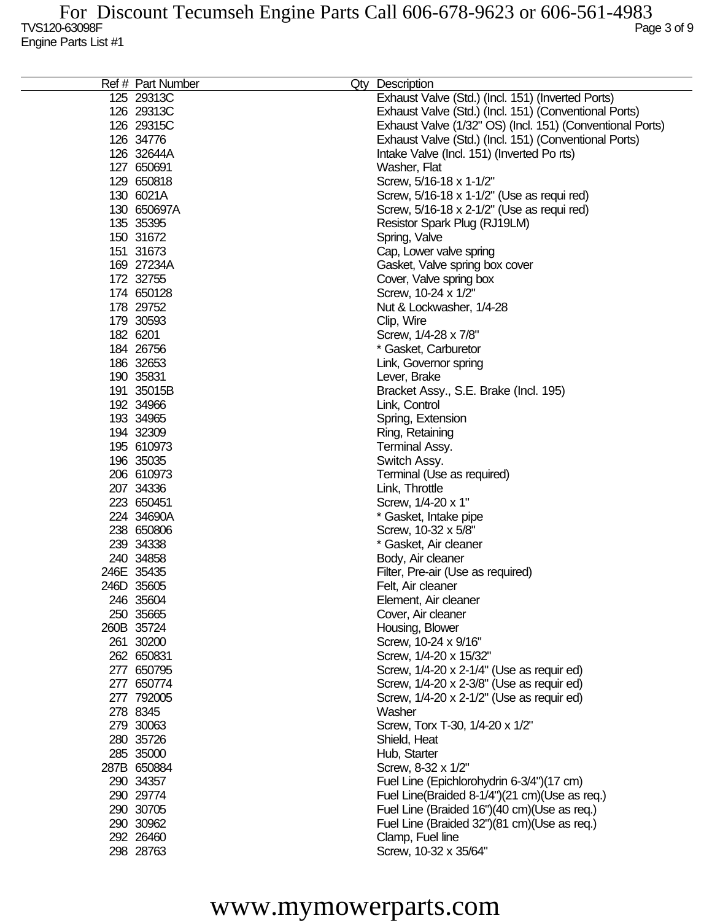| Ref # | Part Number | Qty | Description |
|---|---|---|---|
| 125 | 29313C | | Exhaust Valve (Std.) (Incl. 151) (Inverted Ports) |
| 126 | 29313C | | Exhaust Valve (Std.) (Incl. 151) (Conventional Ports) |
| 126 | 29315C | | Exhaust Valve (1/32" OS) (Incl. 151) (Conventional Ports) |
| 126 | 34776 | | Exhaust Valve (Std.) (Incl. 151) (Conventional Ports) |
| 126 | 32644A | | Intake Valve (Incl. 151) (Inverted Po rts) |
| 127 | 650691 | | Washer, Flat |
| 129 | 650818 | | Screw, 5/16-18 x 1-1/2" |
| 130 | 6021A | | Screw, 5/16-18 x 1-1/2" (Use as requi red) |
| 130 | 650697A | | Screw, 5/16-18 x 2-1/2" (Use as requi red) |
| 135 | 35395 | | Resistor Spark Plug (RJ19LM) |
| 150 | 31672 | | Spring, Valve |
| 151 | 31673 | | Cap, Lower valve spring |
| 169 | 27234A | | Gasket, Valve spring box cover |
| 172 | 32755 | | Cover, Valve spring box |
| 174 | 650128 | | Screw, 10-24 x 1/2" |
| 178 | 29752 | | Nut & Lockwasher, 1/4-28 |
| 179 | 30593 | | Clip, Wire |
| 182 | 6201 | | Screw, 1/4-28 x 7/8" |
| 184 | 26756 | | * Gasket, Carburetor |
| 186 | 32653 | | Link, Governor spring |
| 190 | 35831 | | Lever, Brake |
| 191 | 35015B | | Bracket Assy., S.E. Brake (Incl. 195) |
| 192 | 34966 | | Link, Control |
| 193 | 34965 | | Spring, Extension |
| 194 | 32309 | | Ring, Retaining |
| 195 | 610973 | | Terminal Assy. |
| 196 | 35035 | | Switch Assy. |
| 206 | 610973 | | Terminal (Use as required) |
| 207 | 34336 | | Link, Throttle |
| 223 | 650451 | | Screw, 1/4-20 x 1" |
| 224 | 34690A | | * Gasket, Intake pipe |
| 238 | 650806 | | Screw, 10-32 x 5/8" |
| 239 | 34338 | | * Gasket, Air cleaner |
| 240 | 34858 | | Body, Air cleaner |
| 246E | 35435 | | Filter, Pre-air (Use as required) |
| 246D | 35605 | | Felt, Air cleaner |
| 246 | 35604 | | Element, Air cleaner |
| 250 | 35665 | | Cover, Air cleaner |
| 260B | 35724 | | Housing, Blower |
| 261 | 30200 | | Screw, 10-24 x 9/16" |
| 262 | 650831 | | Screw, 1/4-20 x 15/32" |
| 277 | 650795 | | Screw, 1/4-20 x 2-1/4" (Use as requir ed) |
| 277 | 650774 | | Screw, 1/4-20 x 2-3/8" (Use as requir ed) |
| 277 | 792005 | | Screw, 1/4-20 x 2-1/2" (Use as requir ed) |
| 278 | 8345 | | Washer |
| 279 | 30063 | | Screw, Torx T-30, 1/4-20 x 1/2" |
| 280 | 35726 | | Shield, Heat |
| 285 | 35000 | | Hub, Starter |
| 287B | 650884 | | Screw, 8-32 x 1/2" |
| 290 | 34357 | | Fuel Line (Epichlorohydrin 6-3/4")(17 cm) |
| 290 | 29774 | | Fuel Line(Braided 8-1/4")(21 cm)(Use as req.) |
| 290 | 30705 | | Fuel Line (Braided 16")(40 cm)(Use as req.) |
| 290 | 30962 | | Fuel Line (Braided 32")(81 cm)(Use as req.) |
| 292 | 26460 | | Clamp, Fuel line |
| 298 | 28763 | | Screw, 10-32 x 35/64" |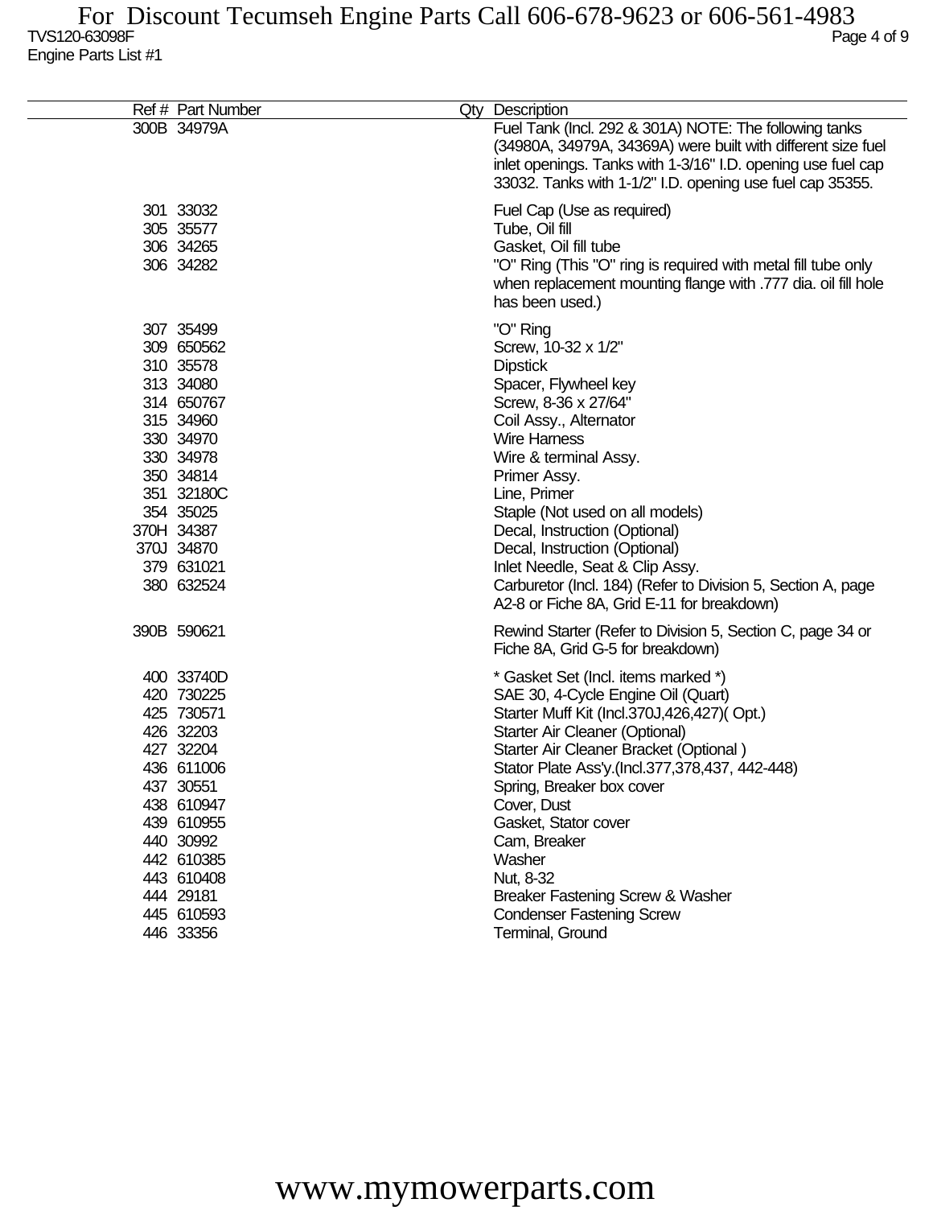| Ref # | Part Number | Qty | Description |
|---|---|---|---|
| 300B | 34979A | | Fuel Tank (Incl. 292 & 301A) NOTE: The following tanks (34980A, 34979A, 34369A) were built with different size fuel inlet openings. Tanks with 1-3/16" I.D. opening use fuel cap 33032. Tanks with 1-1/2" I.D. opening use fuel cap 35355. |
| 301 | 33032 | | Fuel Cap (Use as required) |
| 305 | 35577 | | Tube, Oil fill |
| 306 | 34265 | | Gasket, Oil fill tube |
| 306 | 34282 | | "O" Ring (This "O" ring is required with metal fill tube only when replacement mounting flange with .777 dia. oil fill hole has been used.) |
| 307 | 35499 | | "O" Ring |
| 309 | 650562 | | Screw, 10-32 x 1/2" |
| 310 | 35578 | | Dipstick |
| 313 | 34080 | | Spacer, Flywheel key |
| 314 | 650767 | | Screw, 8-36 x 27/64" |
| 315 | 34960 | | Coil Assy., Alternator |
| 330 | 34970 | | Wire Harness |
| 330 | 34978 | | Wire & terminal Assy. |
| 350 | 34814 | | Primer Assy. |
| 351 | 32180C | | Line, Primer |
| 354 | 35025 | | Staple (Not used on all models) |
| 370H | 34387 | | Decal, Instruction (Optional) |
| 370J | 34870 | | Decal, Instruction (Optional) |
| 379 | 631021 | | Inlet Needle, Seat & Clip Assy. |
| 380 | 632524 | | Carburetor (Incl. 184) (Refer to Division 5, Section A, page A2-8 or Fiche 8A, Grid E-11 for breakdown) |
| 390B | 590621 | | Rewind Starter (Refer to Division 5, Section C, page 34 or Fiche 8A, Grid G-5 for breakdown) |
| 400 | 33740D | | * Gasket Set (Incl. items marked *) |
| 420 | 730225 | | SAE 30, 4-Cycle Engine Oil (Quart) |
| 425 | 730571 | | Starter Muff Kit (Incl.370J,426,427)( Opt.) |
| 426 | 32203 | | Starter Air Cleaner (Optional) |
| 427 | 32204 | | Starter Air Cleaner Bracket (Optional ) |
| 436 | 611006 | | Stator Plate Ass'y.(Incl.377,378,437, 442-448) |
| 437 | 30551 | | Spring, Breaker box cover |
| 438 | 610947 | | Cover, Dust |
| 439 | 610955 | | Gasket, Stator cover |
| 440 | 30992 | | Cam, Breaker |
| 442 | 610385 | | Washer |
| 443 | 610408 | | Nut, 8-32 |
| 444 | 29181 | | Breaker Fastening Screw & Washer |
| 445 | 610593 | | Condenser Fastening Screw |
| 446 | 33356 | | Terminal, Ground |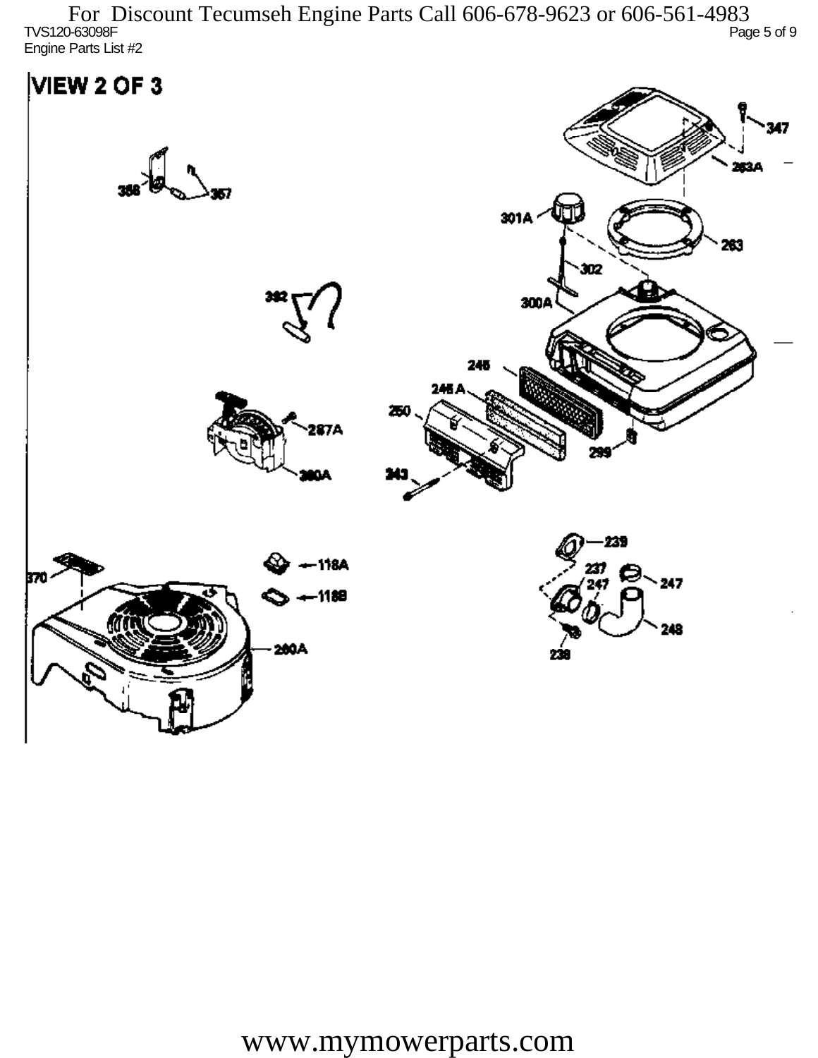For Discount Tecumseh Engine Parts Call 606-678-9623 or 606-561-4983

TVS120-63098F

Engine Parts List #2

VIEW 2 OF 3

347
263A
301A
263
356
357
302
300A
392
245
245 A
250
287A
299
260A
243
239
118A
237
247
247
370
118B
248
260A
238

www.mymowerparts.com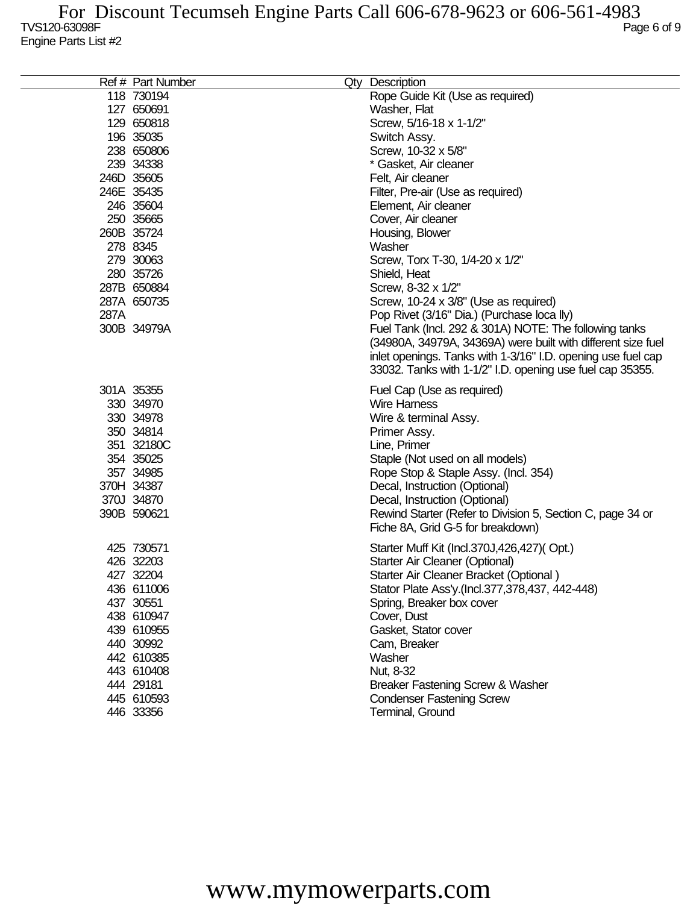TVS120-63098F

Engine Parts List #2

| Ref # | Part Number | Qty | Description |
|---|---|---|---|
| 118 | 730194 | | Rope Guide Kit (Use as required) |
| 127 | 650691 | | Washer, Flat |
| 129 | 650818 | | Screw, 5/16-18 x 1-1/2" |
| 196 | 35035 | | Switch Assy. |
| 238 | 650806 | | Screw, 10-32 x 5/8" |
| 239 | 34338 | | * Gasket, Air cleaner |
| 246D | 35605 | | Felt, Air cleaner |
| 246E | 35435 | | Filter, Pre-air (Use as required) |
| 246 | 35604 | | Element, Air cleaner |
| 250 | 35665 | | Cover, Air cleaner |
| 260B | 35724 | | Housing, Blower |
| 278 | 8345 | | Washer |
| 279 | 30063 | | Screw, Torx T-30, 1/4-20 x 1/2" |
| 280 | 35726 | | Shield, Heat |
| 287B | 650884 | | Screw, 8-32 x 1/2" |
| 287A | 650735 | | Screw, 10-24 x 3/8" (Use as required) |
| 287A | | | Pop Rivet (3/16" Dia.) (Purchase loca lly) |
| 300B | 34979A | | Fuel Tank (Incl. 292 & 301A) NOTE: The following tanks (34980A, 34979A, 34369A) were built with different size fuel inlet openings. Tanks with 1-3/16" I.D. opening use fuel cap 33032. Tanks with 1-1/2" I.D. opening use fuel cap 35355. |
| 301A | 35355 | | Fuel Cap (Use as required) |
| 330 | 34970 | | Wire Harness |
| 330 | 34978 | | Wire & terminal Assy. |
| 350 | 34814 | | Primer Assy. |
| 351 | 32180C | | Line, Primer |
| 354 | 35025 | | Staple (Not used on all models) |
| 357 | 34985 | | Rope Stop & Staple Assy. (Incl. 354) |
| 370H | 34387 | | Decal, Instruction (Optional) |
| 370J | 34870 | | Decal, Instruction (Optional) |
| 390B | 590621 | | Rewind Starter (Refer to Division 5, Section C, page 34 or Fiche 8A, Grid G-5 for breakdown) |
| 425 | 730571 | | Starter Muff Kit (Incl.370J,426,427)( Opt.) |
| 426 | 32203 | | Starter Air Cleaner (Optional) |
| 427 | 32204 | | Starter Air Cleaner Bracket (Optional ) |
| 436 | 611006 | | Stator Plate Ass'y.(Incl.377,378,437, 442-448) |
| 437 | 30551 | | Spring, Breaker box cover |
| 438 | 610947 | | Cover, Dust |
| 439 | 610955 | | Gasket, Stator cover |
| 440 | 30992 | | Cam, Breaker |
| 442 | 610385 | | Washer |
| 443 | 610408 | | Nut, 8-32 |
| 444 | 29181 | | Breaker Fastening Screw & Washer |
| 445 | 610593 | | Condenser Fastening Screw |
| 446 | 33356 | | Terminal, Ground |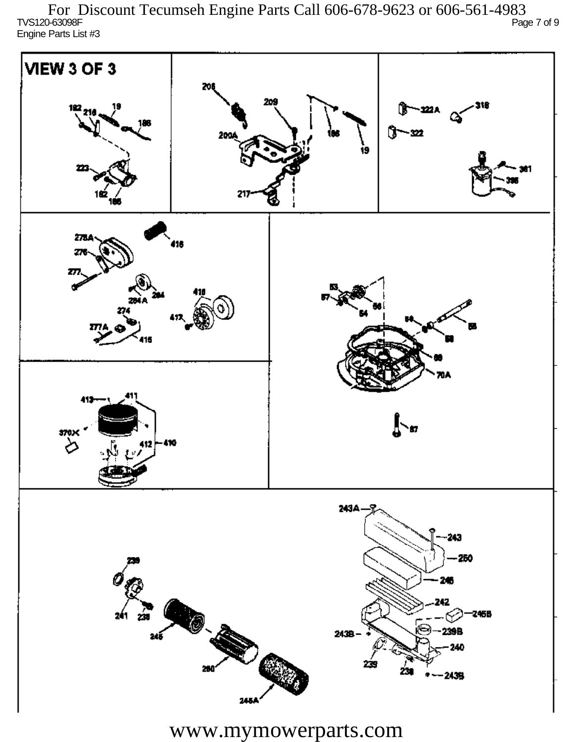# VIEW 3 OF 3

182
218
19
186
223
182
186

206
209
200A
186
19
217

322A
318
322
361
395

278A
416
276
277
284A
284
418
274
417
277A
415

53
57
56
54
59
55
58
69
70A
67

413
411
370X
412
410

243A
243
250
239
246
242
245B
241
238
243B
239B
245
240
239
238
243B
260
245A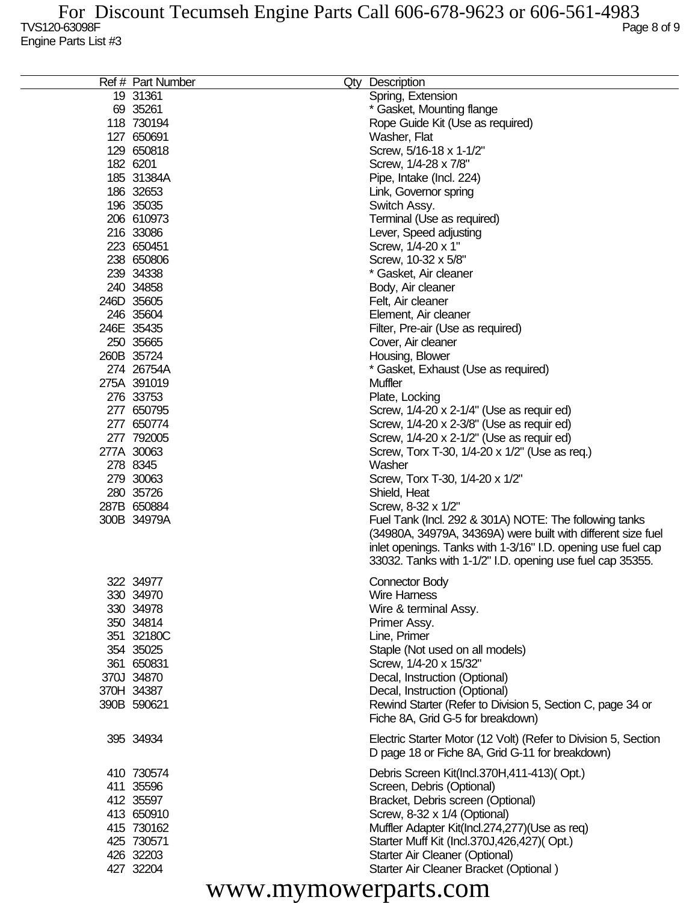For Discount Tecumseh Engine Parts Call 606-678-9623 or 606-561-4983

TVS120-63098F

Engine Parts List #3

| Ref # | Part Number | Qty | Description |
|---|---|---|---|
| 19 | 31361 | | Spring, Extension |
| 69 | 35261 | | * Gasket, Mounting flange |
| 118 | 730194 | | Rope Guide Kit (Use as required) |
| 127 | 650691 | | Washer, Flat |
| 129 | 650818 | | Screw, 5/16-18 x 1-1/2" |
| 182 | 6201 | | Screw, 1/4-28 x 7/8" |
| 185 | 31384A | | Pipe, Intake (Incl. 224) |
| 186 | 32653 | | Link, Governor spring |
| 196 | 35035 | | Switch Assy. |
| 206 | 610973 | | Terminal (Use as required) |
| 216 | 33086 | | Lever, Speed adjusting |
| 223 | 650451 | | Screw, 1/4-20 x 1" |
| 238 | 650806 | | Screw, 10-32 x 5/8" |
| 239 | 34338 | | * Gasket, Air cleaner |
| 240 | 34858 | | Body, Air cleaner |
| 246D | 35605 | | Felt, Air cleaner |
| 246 | 35604 | | Element, Air cleaner |
| 246E | 35435 | | Filter, Pre-air (Use as required) |
| 250 | 35665 | | Cover, Air cleaner |
| 260B | 35724 | | Housing, Blower |
| 274 | 26754A | | * Gasket, Exhaust (Use as required) |
| 275A | 391019 | | Muffler |
| 276 | 33753 | | Plate, Locking |
| 277 | 650795 | | Screw, 1/4-20 x 2-1/4" (Use as requir ed) |
| 277 | 650774 | | Screw, 1/4-20 x 2-3/8" (Use as requir ed) |
| 277 | 792005 | | Screw, 1/4-20 x 2-1/2" (Use as requir ed) |
| 277A | 30063 | | Screw, Torx T-30, 1/4-20 x 1/2" (Use as req.) |
| 278 | 8345 | | Washer |
| 279 | 30063 | | Screw, Torx T-30, 1/4-20 x 1/2" |
| 280 | 35726 | | Shield, Heat |
| 287B | 650884 | | Screw, 8-32 x 1/2" |
| 300B | 34979A | | Fuel Tank (Incl. 292 & 301A) NOTE: The following tanks (34980A, 34979A, 34369A) were built with different size fuel inlet openings. Tanks with 1-3/16" I.D. opening use fuel cap 33032. Tanks with 1-1/2" I.D. opening use fuel cap 35355. |
| 322 | 34977 | | Connector Body |
| 330 | 34970 | | Wire Harness |
| 330 | 34978 | | Wire & terminal Assy. |
| 350 | 34814 | | Primer Assy. |
| 351 | 32180C | | Line, Primer |
| 354 | 35025 | | Staple (Not used on all models) |
| 361 | 650831 | | Screw, 1/4-20 x 15/32" |
| 370J | 34870 | | Decal, Instruction (Optional) |
| 370H | 34387 | | Decal, Instruction (Optional) |
| 390B | 590621 | | Rewind Starter (Refer to Division 5, Section C, page 34 or Fiche 8A, Grid G-5 for breakdown) |
| 395 | 34934 | | Electric Starter Motor (12 Volt) (Refer to Division 5, Section D page 18 or Fiche 8A, Grid G-11 for breakdown) |
| 410 | 730574 | | Debris Screen Kit(Incl.370H,411-413)( Opt.) |
| 411 | 35596 | | Screen, Debris (Optional) |
| 412 | 35597 | | Bracket, Debris screen (Optional) |
| 413 | 650910 | | Screw, 8-32 x 1/4 (Optional) |
| 415 | 730162 | | Muffler Adapter Kit(Incl.274,277)(Use as req) |
| 425 | 730571 | | Starter Muff Kit (Incl.370J,426,427)( Opt.) |
| 426 | 32203 | | Starter Air Cleaner (Optional) |
| 427 | 32204 | | Starter Air Cleaner Bracket (Optional ) |

www.mymowerparts.com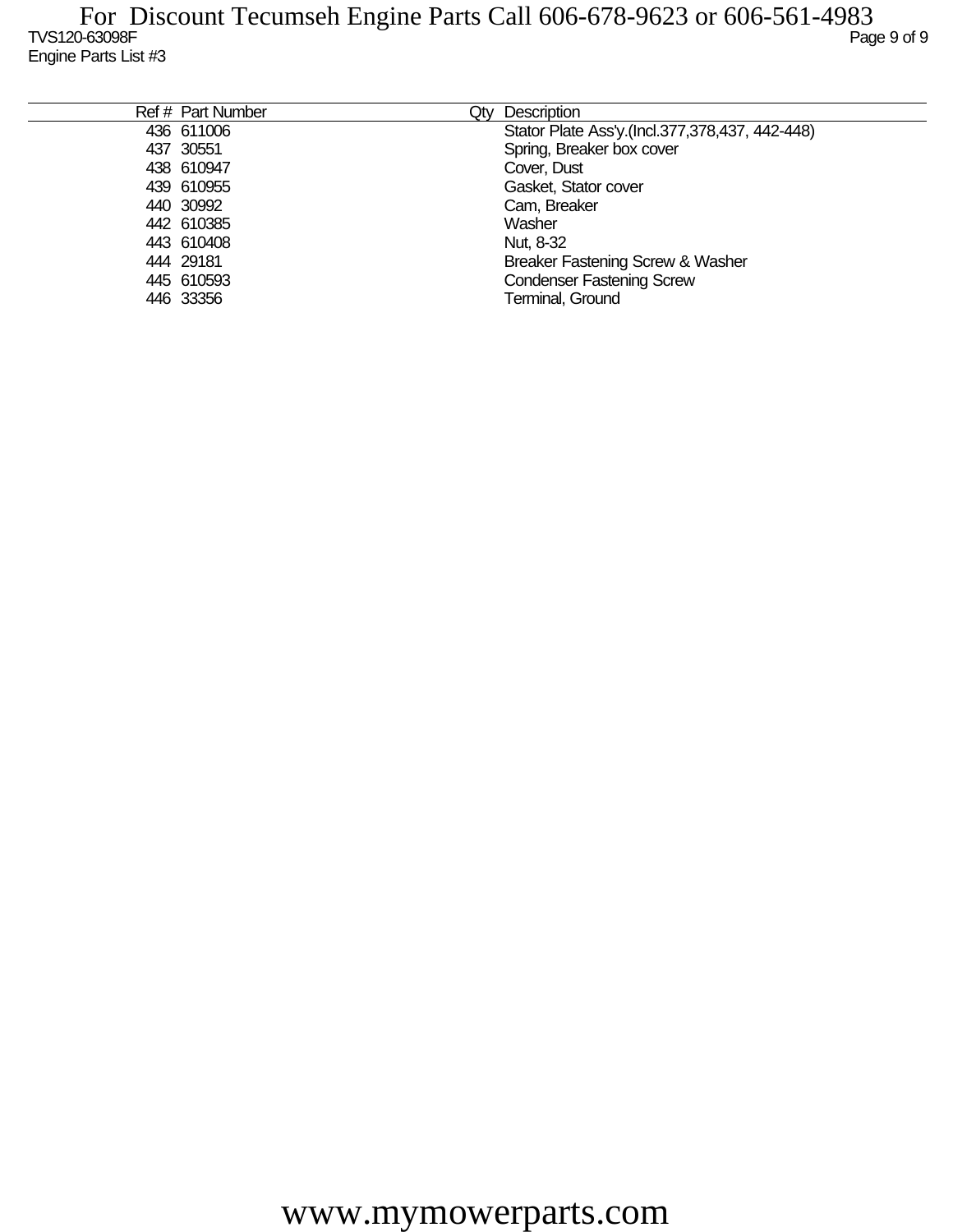| Ref # | Part Number | Qty | Description |
|---|---|---|---|
| 436 | 611006 | | Stator Plate Ass'y.(Incl.377,378,437, 442-448) |
| 437 | 30551 | | Spring, Breaker box cover |
| 438 | 610947 | | Cover, Dust |
| 439 | 610955 | | Gasket, Stator cover |
| 440 | 30992 | | Cam, Breaker |
| 442 | 610385 | | Washer |
| 443 | 610408 | | Nut, 8-32 |
| 444 | 29181 | | Breaker Fastening Screw & Washer |
| 445 | 610593 | | Condenser Fastening Screw |
| 446 | 33356 | | Terminal, Ground |